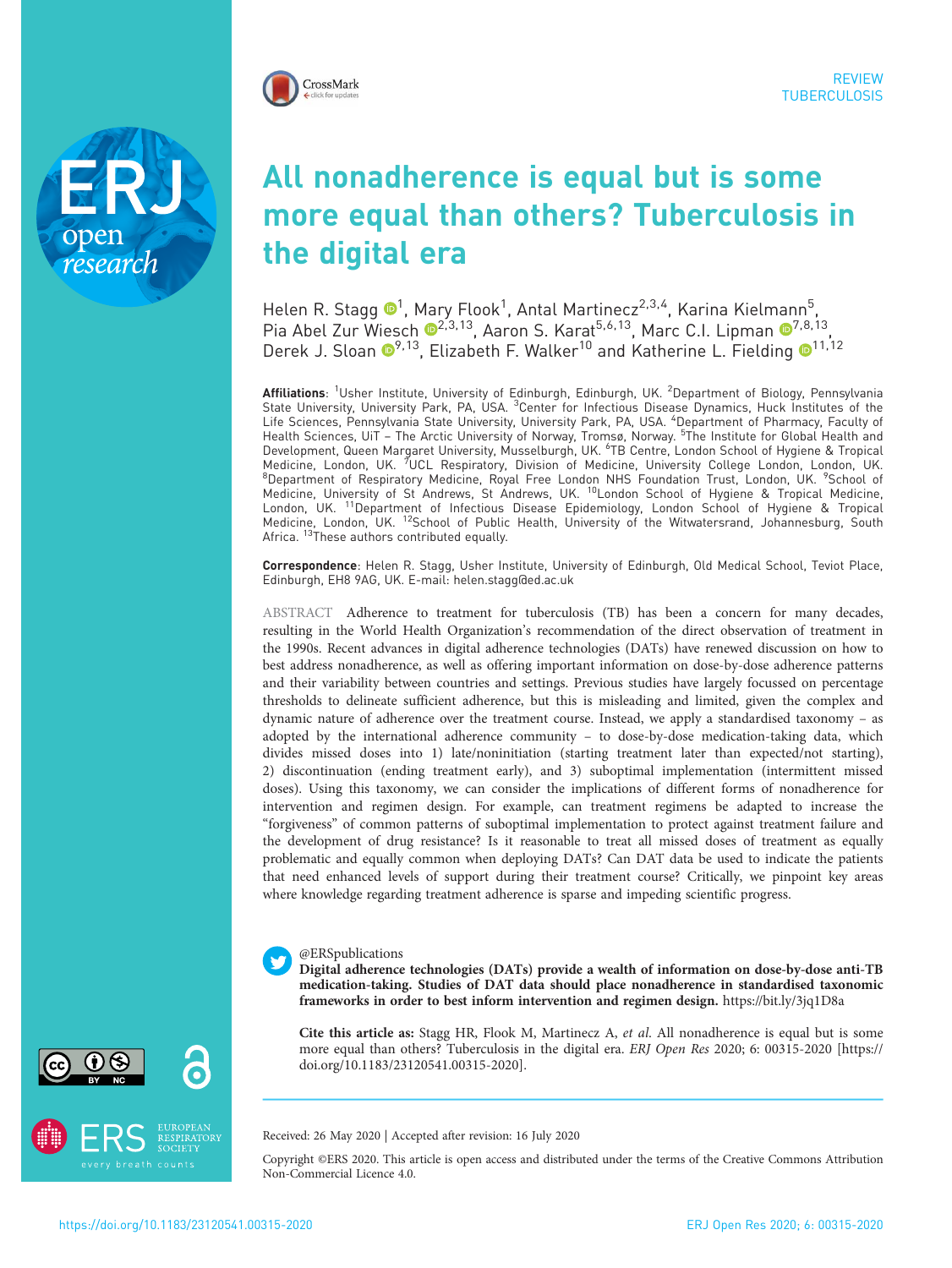REVIEW
TUBERCULOSIS

# All nonadherence is equal but is some more equal than others? Tuberculosis in the digital era

Helen R. Stagg[1], Mary Flook[1], Antal Martinecz[2,3,4], Karina Kielmann[5], Pia Abel Zur Wiesch[2,3,13], Aaron S. Karat[5,6,13], Marc C.I. Lipman[7,8,13], Derek J. Sloan[9,13], Elizabeth F. Walker[10] and Katherine L. Fielding[11,12]

**Affiliations**: [1]Usher Institute, University of Edinburgh, Edinburgh, UK. [2]Department of Biology, Pennsylvania State University, University Park, PA, USA. [3]Center for Infectious Disease Dynamics, Huck Institutes of the Life Sciences, Pennsylvania State University, University Park, PA, USA. [4]Department of Pharmacy, Faculty of Health Sciences, UiT – The Arctic University of Norway, Tromsø, Norway. [5]The Institute for Global Health and Development, Queen Margaret University, Musselburgh, UK. [6]TB Centre, London School of Hygiene & Tropical Medicine, London, UK. [7]UCL Respiratory, Division of Medicine, University College London, London, UK. [8]Department of Respiratory Medicine, Royal Free London NHS Foundation Trust, London, UK. [9]School of Medicine, University of St Andrews, St Andrews, UK. [10]London School of Hygiene & Tropical Medicine, London, UK. [11]Department of Infectious Disease Epidemiology, London School of Hygiene & Tropical Medicine, London, UK. [12]School of Public Health, University of the Witwatersrand, Johannesburg, South Africa. [13]These authors contributed equally.

**Correspondence**: Helen R. Stagg, Usher Institute, University of Edinburgh, Old Medical School, Teviot Place, Edinburgh, EH8 9AG, UK. E-mail: helen.stagg@ed.ac.uk

ABSTRACT Adherence to treatment for tuberculosis (TB) has been a concern for many decades, resulting in the World Health Organization's recommendation of the direct observation of treatment in the 1990s. Recent advances in digital adherence technologies (DATs) have renewed discussion on how to best address nonadherence, as well as offering important information on dose-by-dose adherence patterns and their variability between countries and settings. Previous studies have largely focussed on percentage thresholds to delineate sufficient adherence, but this is misleading and limited, given the complex and dynamic nature of adherence over the treatment course. Instead, we apply a standardised taxonomy – as adopted by the international adherence community – to dose-by-dose medication-taking data, which divides missed doses into 1) late/noninitiation (starting treatment later than expected/not starting), 2) discontinuation (ending treatment early), and 3) suboptimal implementation (intermittent missed doses). Using this taxonomy, we can consider the implications of different forms of nonadherence for intervention and regimen design. For example, can treatment regimens be adapted to increase the "forgiveness" of common patterns of suboptimal implementation to protect against treatment failure and the development of drug resistance? Is it reasonable to treat all missed doses of treatment as equally problematic and equally common when deploying DATs? Can DAT data be used to indicate the patients that need enhanced levels of support during their treatment course? Critically, we pinpoint key areas where knowledge regarding treatment adherence is sparse and impeding scientific progress.

@ERSpublications
**Digital adherence technologies (DATs) provide a wealth of information on dose-by-dose anti-TB medication-taking. Studies of DAT data should place nonadherence in standardised taxonomic frameworks in order to best inform intervention and regimen design.** https://bit.ly/3jq1D8a

**Cite this article as:** Stagg HR, Flook M, Martinecz A, *et al.* All nonadherence is equal but is some more equal than others? Tuberculosis in the digital era. *ERJ Open Res* 2020; 6: 00315-2020 [https://doi.org/10.1183/23120541.00315-2020].

Received: 26 May 2020 | Accepted after revision: 16 July 2020

Copyright ©ERS 2020. This article is open access and distributed under the terms of the Creative Commons Attribution Non-Commercial Licence 4.0.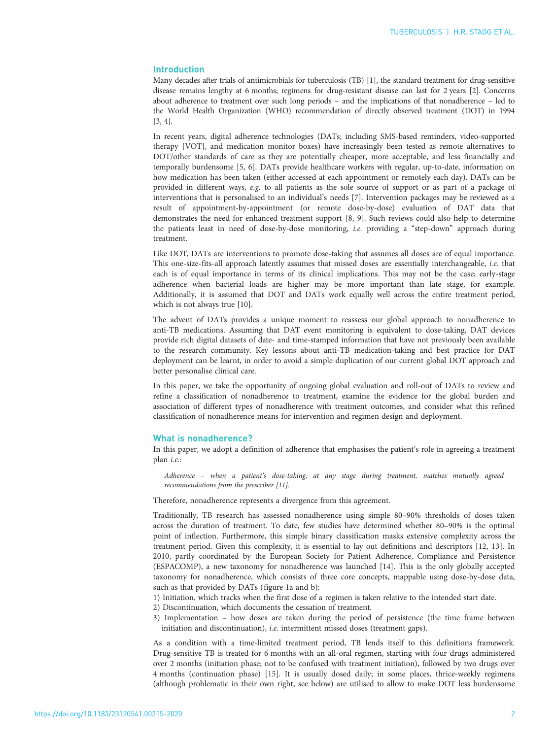## Introduction

Many decades after trials of antimicrobials for tuberculosis (TB) [1], the standard treatment for drug-sensitive disease remains lengthy at 6 months; regimens for drug-resistant disease can last for 2 years [2]. Concerns about adherence to treatment over such long periods – and the implications of that nonadherence – led to the World Health Organization (WHO) recommendation of directly observed treatment (DOT) in 1994 [3, 4].

In recent years, digital adherence technologies (DATs; including SMS-based reminders, video-supported therapy [VOT], and medication monitor boxes) have increasingly been tested as remote alternatives to DOT/other standards of care as they are potentially cheaper, more acceptable, and less financially and temporally burdensome [5, 6]. DATs provide healthcare workers with regular, up-to-date, information on how medication has been taken (either accessed at each appointment or remotely each day). DATs can be provided in different ways, *e.g.* to all patients as the sole source of support or as part of a package of interventions that is personalised to an individual's needs [7]. Intervention packages may be reviewed as a result of appointment-by-appointment (or remote dose-by-dose) evaluation of DAT data that demonstrates the need for enhanced treatment support [8, 9]. Such reviews could also help to determine the patients least in need of dose-by-dose monitoring, *i.e.* providing a "step-down" approach during treatment.

Like DOT, DATs are interventions to promote dose-taking that assumes all doses are of equal importance. This one-size-fits-all approach latently assumes that missed doses are essentially interchangeable, *i.e.* that each is of equal importance in terms of its clinical implications. This may not be the case; early-stage adherence when bacterial loads are higher may be more important than late stage, for example. Additionally, it is assumed that DOT and DATs work equally well across the entire treatment period, which is not always true [10].

The advent of DATs provides a unique moment to reassess our global approach to nonadherence to anti-TB medications. Assuming that DAT event monitoring is equivalent to dose-taking, DAT devices provide rich digital datasets of date- and time-stamped information that have not previously been available to the research community. Key lessons about anti-TB medication-taking and best practice for DAT deployment can be learnt, in order to avoid a simple duplication of our current global DOT approach and better personalise clinical care.

In this paper, we take the opportunity of ongoing global evaluation and roll-out of DATs to review and refine a classification of nonadherence to treatment, examine the evidence for the global burden and association of different types of nonadherence with treatment outcomes, and consider what this refined classification of nonadherence means for intervention and regimen design and deployment.

## What is nonadherence?

In this paper, we adopt a definition of adherence that emphasises the patient's role in agreeing a treatment plan *i.e.*:

> *Adherence – when a patient's dose-taking, at any stage during treatment, matches mutually agreed recommendations from the prescriber [11].*

Therefore, nonadherence represents a divergence from this agreement.

Traditionally, TB research has assessed nonadherence using simple 80–90% thresholds of doses taken across the duration of treatment. To date, few studies have determined whether 80–90% is the optimal point of inflection. Furthermore, this simple binary classification masks extensive complexity across the treatment period. Given this complexity, it is essential to lay out definitions and descriptors [12, 13]. In 2010, partly coordinated by the European Society for Patient Adherence, Compliance and Persistence (ESPACOMP), a new taxonomy for nonadherence was launched [14]. This is the only globally accepted taxonomy for nonadherence, which consists of three core concepts, mappable using dose-by-dose data, such as that provided by DATs (figure 1a and b):

1) Initiation, which tracks when the first dose of a regimen is taken relative to the intended start date.
2) Discontinuation, which documents the cessation of treatment.
3) Implementation – how doses are taken during the period of persistence (the time frame between initiation and discontinuation), *i.e.* intermittent missed doses (treatment gaps).

As a condition with a time-limited treatment period, TB lends itself to this definitions framework. Drug-sensitive TB is treated for 6 months with an all-oral regimen, starting with four drugs administered over 2 months (initiation phase; not to be confused with treatment initiation), followed by two drugs over 4 months (continuation phase) [15]. It is usually dosed daily; in some places, thrice-weekly regimens (although problematic in their own right, see below) are utilised to allow to make DOT less burdensome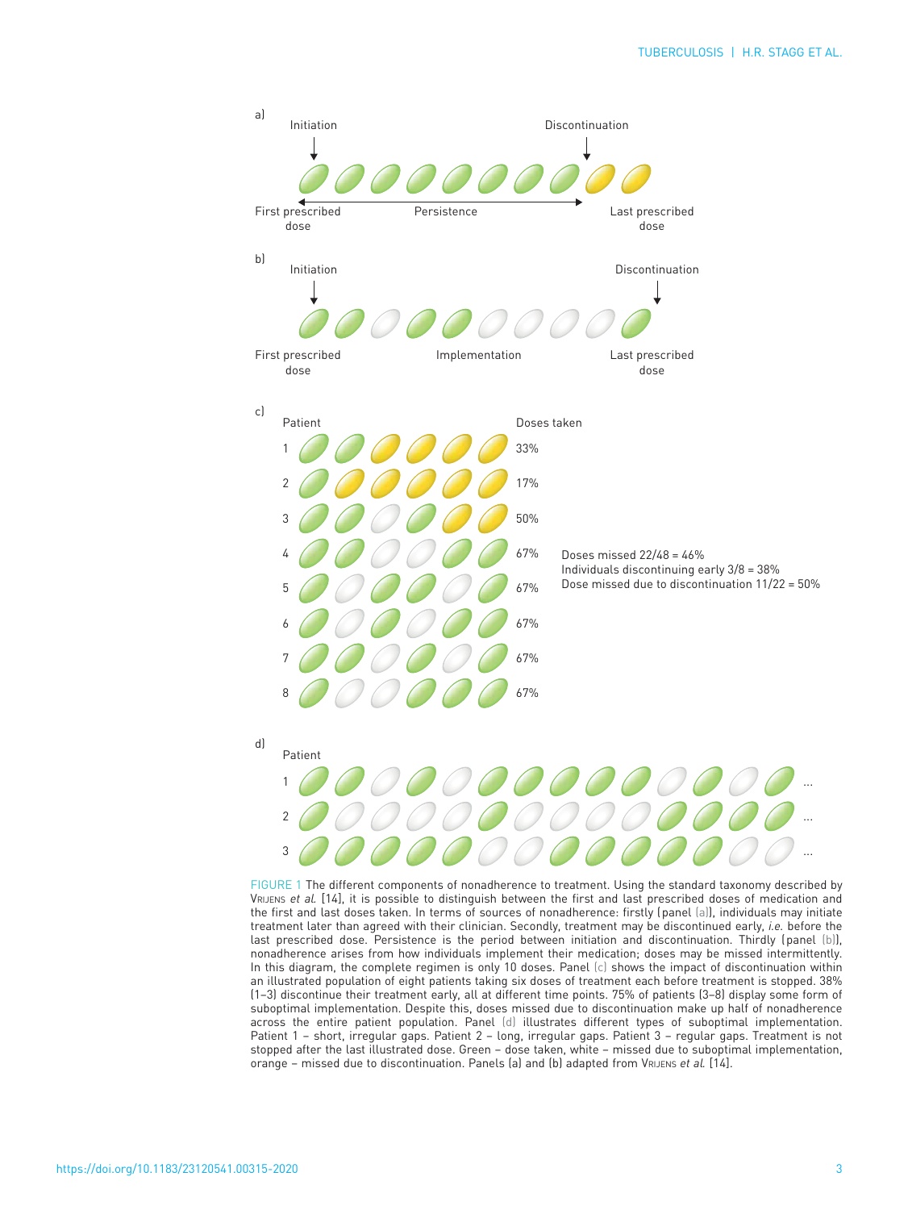FIGURE 1 The different components of nonadherence to treatment. Using the standard taxonomy described by Vrijens *et al.* [14], it is possible to distinguish between the first and last prescribed doses of medication and the first and last doses taken. In terms of sources of nonadherence: firstly (panel (a)), individuals may initiate treatment later than agreed with their clinician. Secondly, treatment may be discontinued early, *i.e.* before the last prescribed dose. Persistence is the period between initiation and discontinuation. Thirdly (panel (b)), nonadherence arises from how individuals implement their medication; doses may be missed intermittently. In this diagram, the complete regimen is only 10 doses. Panel (c) shows the impact of discontinuation within an illustrated population of eight patients taking six doses of treatment each before treatment is stopped. 38% (1–3) discontinue their treatment early, all at different time points. 75% of patients (3–8) display some form of suboptimal implementation. Despite this, doses missed due to discontinuation make up half of nonadherence across the entire patient population. Panel (d) illustrates different types of suboptimal implementation. Patient 1 – short, irregular gaps. Patient 2 – long, irregular gaps. Patient 3 – regular gaps. Treatment is not stopped after the last illustrated dose. Green – dose taken, white – missed due to suboptimal implementation, orange – missed due to discontinuation. Panels (a) and (b) adapted from Vrijens *et al.* [14].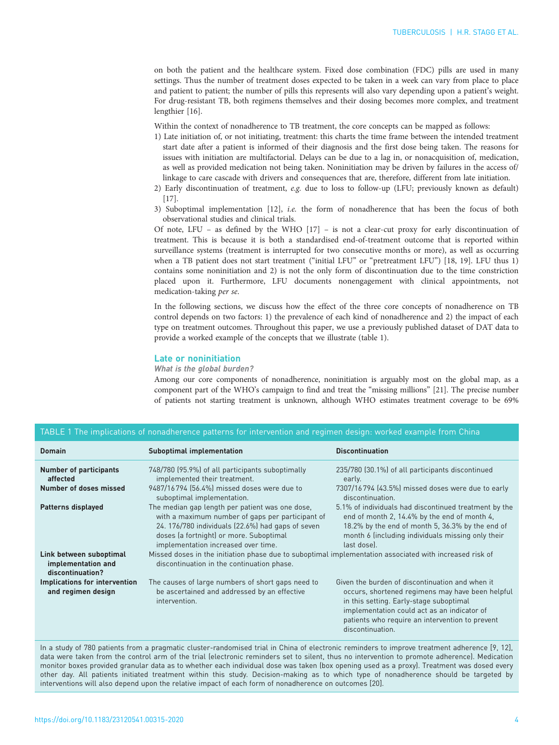on both the patient and the healthcare system. Fixed dose combination (FDC) pills are used in many settings. Thus the number of treatment doses expected to be taken in a week can vary from place to place and patient to patient; the number of pills this represents will also vary depending upon a patient's weight. For drug-resistant TB, both regimens themselves and their dosing becomes more complex, and treatment lengthier [16].

Within the context of nonadherence to TB treatment, the core concepts can be mapped as follows:

1) Late initiation of, or not initiating, treatment: this charts the time frame between the intended treatment start date after a patient is informed of their diagnosis and the first dose being taken. The reasons for issues with initiation are multifactorial. Delays can be due to a lag in, or nonacquisition of, medication, as well as provided medication not being taken. Noninitiation may be driven by failures in the access of/linkage to care cascade with drivers and consequences that are, therefore, different from late initiation.
2) Early discontinuation of treatment, *e.g.* due to loss to follow-up (LFU; previously known as default) [17].
3) Suboptimal implementation [12], *i.e.* the form of nonadherence that has been the focus of both observational studies and clinical trials.

Of note, LFU – as defined by the WHO [17] – is not a clear-cut proxy for early discontinuation of treatment. This is because it is both a standardised end-of-treatment outcome that is reported within surveillance systems (treatment is interrupted for two consecutive months or more), as well as occurring when a TB patient does not start treatment ("initial LFU" or "pretreatment LFU") [18, 19]. LFU thus 1) contains some noninitiation and 2) is not the only form of discontinuation due to the time constriction placed upon it. Furthermore, LFU documents nonengagement with clinical appointments, not medication-taking *per se*.

In the following sections, we discuss how the effect of the three core concepts of nonadherence on TB control depends on two factors: 1) the prevalence of each kind of nonadherence and 2) the impact of each type on treatment outcomes. Throughout this paper, we use a previously published dataset of DAT data to provide a worked example of the concepts that we illustrate (table 1).

## Late or noninitiation

### *What is the global burden?*

Among our core components of nonadherence, noninitiation is arguably most on the global map, as a component part of the WHO's campaign to find and treat the "missing millions" [21]. The precise number of patients not starting treatment is unknown, although WHO estimates treatment coverage to be 69%

TABLE 1 The implications of nonadherence patterns for intervention and regimen design: worked example from China

| Domain | Suboptimal implementation | Discontinuation |
|---|---|---|
| **Number of participants affected** | 748/780 (95.9%) of all participants suboptimally implemented their treatment. | 235/780 (30.1%) of all participants discontinued early. |
| **Number of doses missed** | 9487/16 794 (56.4%) missed doses were due to suboptimal implementation. | 7307/16 794 (43.5%) missed doses were due to early discontinuation. |
| **Patterns displayed** | The median gap length per patient was one dose, with a maximum number of gaps per participant of 24. 176/780 individuals (22.6%) had gaps of seven doses (a fortnight) or more. Suboptimal implementation increased over time. | 5.1% of individuals had discontinued treatment by the end of month 2, 14.4% by the end of month 4, 18.2% by the end of month 5, 36.3% by the end of month 6 (including individuals missing only their last dose). |
| **Link between suboptimal implementation and discontinuation?** | Missed doses in the initiation phase due to suboptimal implementation associated with increased risk of discontinuation in the continuation phase. | |
| **Implications for intervention and regimen design** | The causes of large numbers of short gaps need to be ascertained and addressed by an effective intervention. | Given the burden of discontinuation and when it occurs, shortened regimens may have been helpful in this setting. Early-stage suboptimal implementation could act as an indicator of patients who require an intervention to prevent discontinuation. |

In a study of 780 patients from a pragmatic cluster-randomised trial in China of electronic reminders to improve treatment adherence [9, 12], data were taken from the control arm of the trial (electronic reminders set to silent, thus no intervention to promote adherence). Medication monitor boxes provided granular data as to whether each individual dose was taken (box opening used as a proxy). Treatment was dosed every other day. All patients initiated treatment within this study. Decision-making as to which type of nonadherence should be targeted by interventions will also depend upon the relative impact of each form of nonadherence on outcomes [20].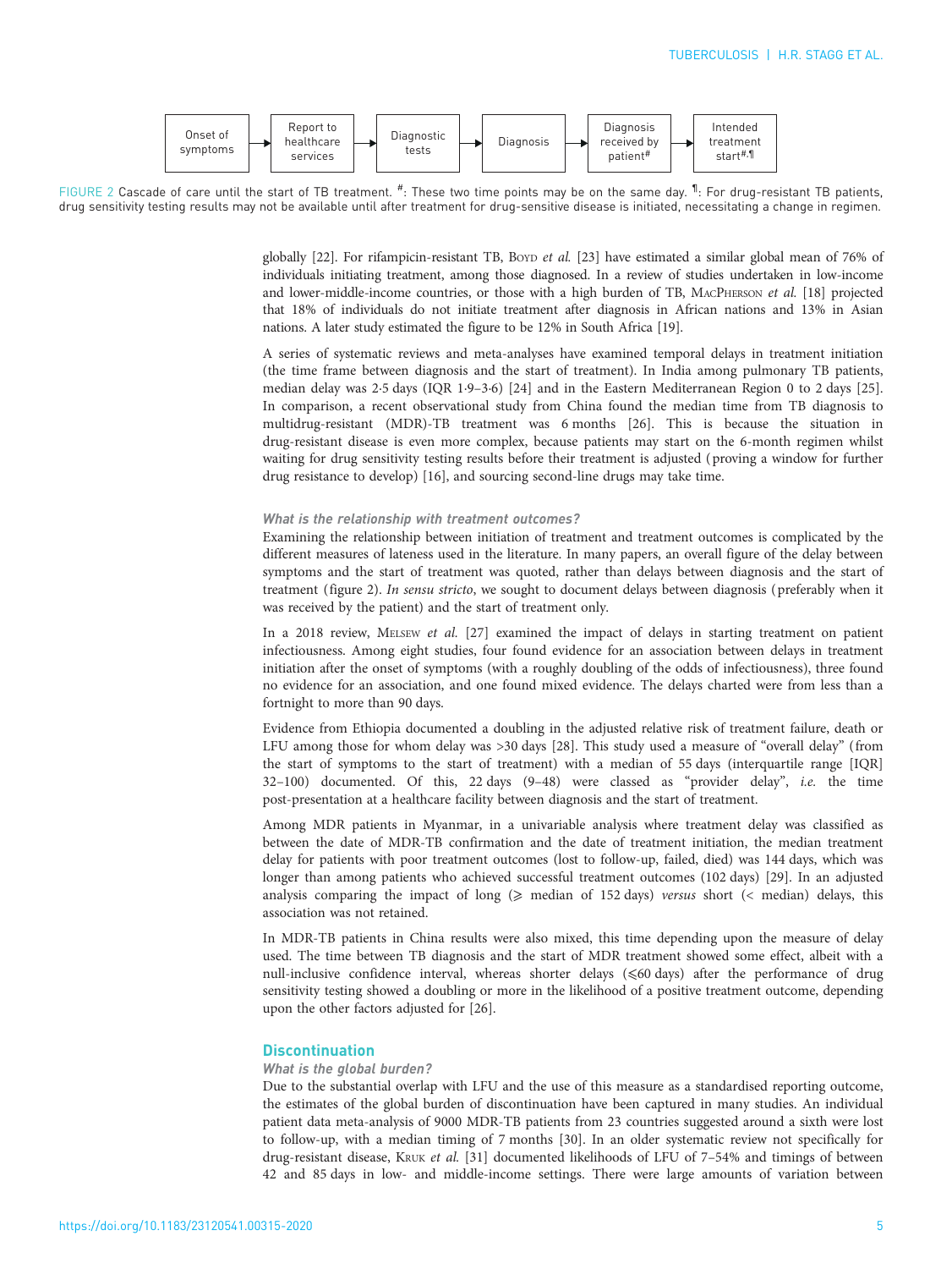Onset of symptoms → Report to healthcare services → Diagnostic tests → Diagnosis → Diagnosis received by patient[#] → Intended treatment start[#,¶]

FIGURE 2 Cascade of care until the start of TB treatment. [#]: These two time points may be on the same day. [¶]: For drug-resistant TB patients, drug sensitivity testing results may not be available until after treatment for drug-sensitive disease is initiated, necessitating a change in regimen.

globally [22]. For rifampicin-resistant TB, Boyd *et al.* [23] have estimated a similar global mean of 76% of individuals initiating treatment, among those diagnosed. In a review of studies undertaken in low-income and lower-middle-income countries, or those with a high burden of TB, MacPherson *et al.* [18] projected that 18% of individuals do not initiate treatment after diagnosis in African nations and 13% in Asian nations. A later study estimated the figure to be 12% in South Africa [19].

A series of systematic reviews and meta-analyses have examined temporal delays in treatment initiation (the time frame between diagnosis and the start of treatment). In India among pulmonary TB patients, median delay was 2·5 days (IQR 1·9–3·6) [24] and in the Eastern Mediterranean Region 0 to 2 days [25]. In comparison, a recent observational study from China found the median time from TB diagnosis to multidrug-resistant (MDR)-TB treatment was 6 months [26]. This is because the situation in drug-resistant disease is even more complex, because patients may start on the 6-month regimen whilst waiting for drug sensitivity testing results before their treatment is adjusted (proving a window for further drug resistance to develop) [16], and sourcing second-line drugs may take time.

### *What is the relationship with treatment outcomes?*

Examining the relationship between initiation of treatment and treatment outcomes is complicated by the different measures of lateness used in the literature. In many papers, an overall figure of the delay between symptoms and the start of treatment was quoted, rather than delays between diagnosis and the start of treatment (figure 2). *In sensu stricto*, we sought to document delays between diagnosis (preferably when it was received by the patient) and the start of treatment only.

In a 2018 review, Melsew *et al.* [27] examined the impact of delays in starting treatment on patient infectiousness. Among eight studies, four found evidence for an association between delays in treatment initiation after the onset of symptoms (with a roughly doubling of the odds of infectiousness), three found no evidence for an association, and one found mixed evidence. The delays charted were from less than a fortnight to more than 90 days.

Evidence from Ethiopia documented a doubling in the adjusted relative risk of treatment failure, death or LFU among those for whom delay was >30 days [28]. This study used a measure of "overall delay" (from the start of symptoms to the start of treatment) with a median of 55 days (interquartile range [IQR] 32–100) documented. Of this, 22 days (9–48) were classed as "provider delay", *i.e.* the time post-presentation at a healthcare facility between diagnosis and the start of treatment.

Among MDR patients in Myanmar, in a univariable analysis where treatment delay was classified as between the date of MDR-TB confirmation and the date of treatment initiation, the median treatment delay for patients with poor treatment outcomes (lost to follow-up, failed, died) was 144 days, which was longer than among patients who achieved successful treatment outcomes (102 days) [29]. In an adjusted analysis comparing the impact of long (⩾ median of 152 days) *versus* short (< median) delays, this association was not retained.

In MDR-TB patients in China results were also mixed, this time depending upon the measure of delay used. The time between TB diagnosis and the start of MDR treatment showed some effect, albeit with a null-inclusive confidence interval, whereas shorter delays (⩽60 days) after the performance of drug sensitivity testing showed a doubling or more in the likelihood of a positive treatment outcome, depending upon the other factors adjusted for [26].

## Discontinuation

### *What is the global burden?*

Due to the substantial overlap with LFU and the use of this measure as a standardised reporting outcome, the estimates of the global burden of discontinuation have been captured in many studies. An individual patient data meta-analysis of 9000 MDR-TB patients from 23 countries suggested around a sixth were lost to follow-up, with a median timing of 7 months [30]. In an older systematic review not specifically for drug-resistant disease, Kruk *et al.* [31] documented likelihoods of LFU of 7–54% and timings of between 42 and 85 days in low- and middle-income settings. There were large amounts of variation between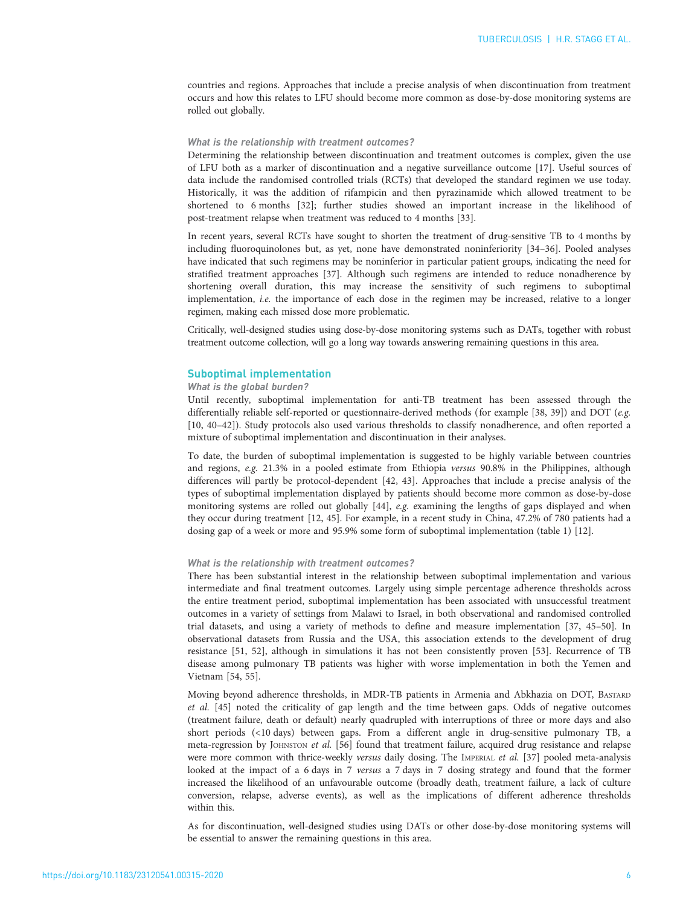countries and regions. Approaches that include a precise analysis of when discontinuation from treatment occurs and how this relates to LFU should become more common as dose-by-dose monitoring systems are rolled out globally.

#### *What is the relationship with treatment outcomes?*

Determining the relationship between discontinuation and treatment outcomes is complex, given the use of LFU both as a marker of discontinuation and a negative surveillance outcome [17]. Useful sources of data include the randomised controlled trials (RCTs) that developed the standard regimen we use today. Historically, it was the addition of rifampicin and then pyrazinamide which allowed treatment to be shortened to 6 months [32]; further studies showed an important increase in the likelihood of post-treatment relapse when treatment was reduced to 4 months [33].

In recent years, several RCTs have sought to shorten the treatment of drug-sensitive TB to 4 months by including fluoroquinolones but, as yet, none have demonstrated noninferiority [34–36]. Pooled analyses have indicated that such regimens may be noninferior in particular patient groups, indicating the need for stratified treatment approaches [37]. Although such regimens are intended to reduce nonadherence by shortening overall duration, this may increase the sensitivity of such regimens to suboptimal implementation, *i.e.* the importance of each dose in the regimen may be increased, relative to a longer regimen, making each missed dose more problematic.

Critically, well-designed studies using dose-by-dose monitoring systems such as DATs, together with robust treatment outcome collection, will go a long way towards answering remaining questions in this area.

### Suboptimal implementation

#### *What is the global burden?*

Until recently, suboptimal implementation for anti-TB treatment has been assessed through the differentially reliable self-reported or questionnaire-derived methods (for example [38, 39]) and DOT (*e.g.* [10, 40–42]). Study protocols also used various thresholds to classify nonadherence, and often reported a mixture of suboptimal implementation and discontinuation in their analyses.

To date, the burden of suboptimal implementation is suggested to be highly variable between countries and regions, *e.g.* 21.3% in a pooled estimate from Ethiopia *versus* 90.8% in the Philippines, although differences will partly be protocol-dependent [42, 43]. Approaches that include a precise analysis of the types of suboptimal implementation displayed by patients should become more common as dose-by-dose monitoring systems are rolled out globally [44], *e.g.* examining the lengths of gaps displayed and when they occur during treatment [12, 45]. For example, in a recent study in China, 47.2% of 780 patients had a dosing gap of a week or more and 95.9% some form of suboptimal implementation (table 1) [12].

#### *What is the relationship with treatment outcomes?*

There has been substantial interest in the relationship between suboptimal implementation and various intermediate and final treatment outcomes. Largely using simple percentage adherence thresholds across the entire treatment period, suboptimal implementation has been associated with unsuccessful treatment outcomes in a variety of settings from Malawi to Israel, in both observational and randomised controlled trial datasets, and using a variety of methods to define and measure implementation [37, 45–50]. In observational datasets from Russia and the USA, this association extends to the development of drug resistance [51, 52], although in simulations it has not been consistently proven [53]. Recurrence of TB disease among pulmonary TB patients was higher with worse implementation in both the Yemen and Vietnam [54, 55].

Moving beyond adherence thresholds, in MDR-TB patients in Armenia and Abkhazia on DOT, Bastard *et al.* [45] noted the criticality of gap length and the time between gaps. Odds of negative outcomes (treatment failure, death or default) nearly quadrupled with interruptions of three or more days and also short periods (<10 days) between gaps. From a different angle in drug-sensitive pulmonary TB, a meta-regression by Johnston *et al.* [56] found that treatment failure, acquired drug resistance and relapse were more common with thrice-weekly *versus* daily dosing. The Imperial *et al.* [37] pooled meta-analysis looked at the impact of a 6 days in 7 *versus* a 7 days in 7 dosing strategy and found that the former increased the likelihood of an unfavourable outcome (broadly death, treatment failure, a lack of culture conversion, relapse, adverse events), as well as the implications of different adherence thresholds within this.

As for discontinuation, well-designed studies using DATs or other dose-by-dose monitoring systems will be essential to answer the remaining questions in this area.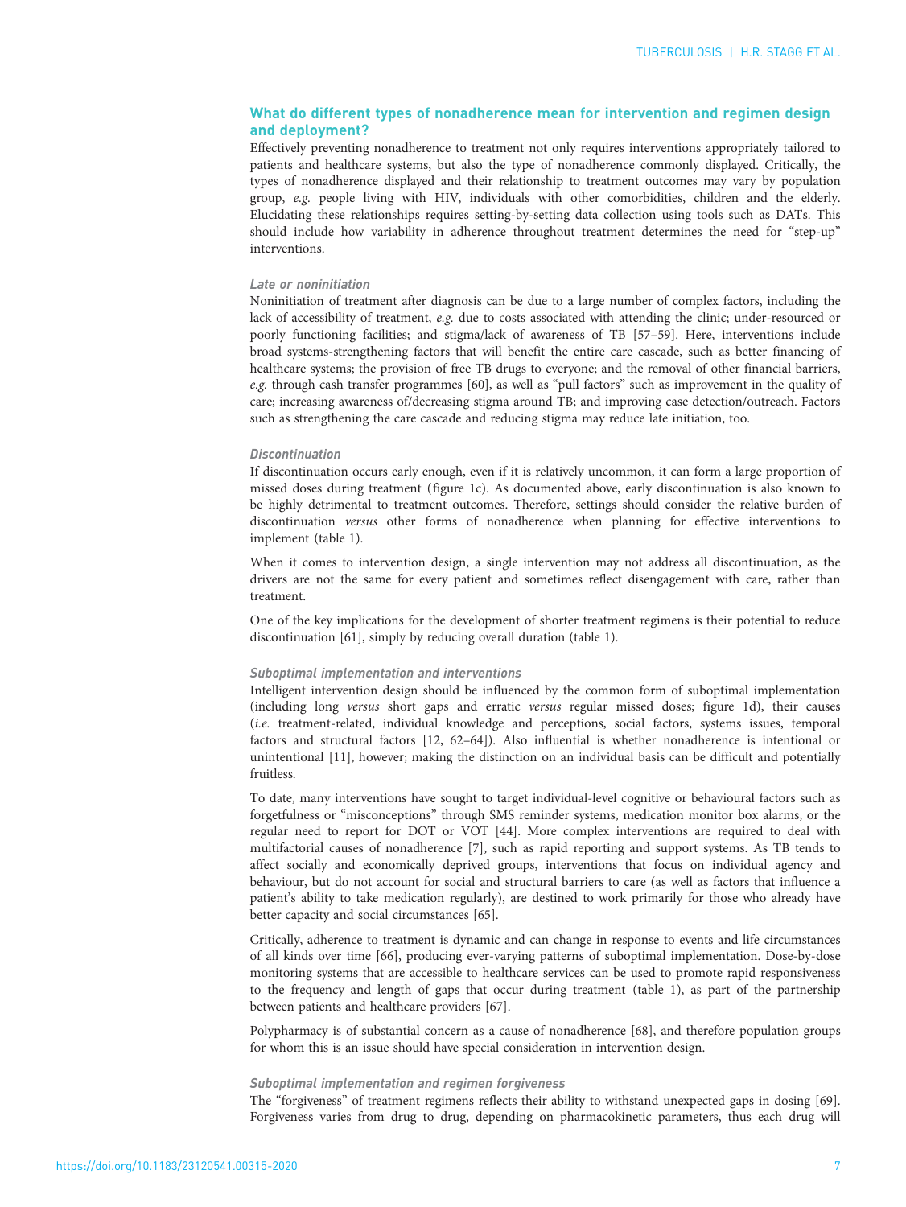## What do different types of nonadherence mean for intervention and regimen design and deployment?

Effectively preventing nonadherence to treatment not only requires interventions appropriately tailored to patients and healthcare systems, but also the type of nonadherence commonly displayed. Critically, the types of nonadherence displayed and their relationship to treatment outcomes may vary by population group, *e.g.* people living with HIV, individuals with other comorbidities, children and the elderly. Elucidating these relationships requires setting-by-setting data collection using tools such as DATs. This should include how variability in adherence throughout treatment determines the need for "step-up" interventions.

### *Late or noninitiation*

Noninitiation of treatment after diagnosis can be due to a large number of complex factors, including the lack of accessibility of treatment, *e.g.* due to costs associated with attending the clinic; under-resourced or poorly functioning facilities; and stigma/lack of awareness of TB [57–59]. Here, interventions include broad systems-strengthening factors that will benefit the entire care cascade, such as better financing of healthcare systems; the provision of free TB drugs to everyone; and the removal of other financial barriers, *e.g.* through cash transfer programmes [60], as well as "pull factors" such as improvement in the quality of care; increasing awareness of/decreasing stigma around TB; and improving case detection/outreach. Factors such as strengthening the care cascade and reducing stigma may reduce late initiation, too.

### *Discontinuation*

If discontinuation occurs early enough, even if it is relatively uncommon, it can form a large proportion of missed doses during treatment (figure 1c). As documented above, early discontinuation is also known to be highly detrimental to treatment outcomes. Therefore, settings should consider the relative burden of discontinuation *versus* other forms of nonadherence when planning for effective interventions to implement (table 1).

When it comes to intervention design, a single intervention may not address all discontinuation, as the drivers are not the same for every patient and sometimes reflect disengagement with care, rather than treatment.

One of the key implications for the development of shorter treatment regimens is their potential to reduce discontinuation [61], simply by reducing overall duration (table 1).

### *Suboptimal implementation and interventions*

Intelligent intervention design should be influenced by the common form of suboptimal implementation (including long *versus* short gaps and erratic *versus* regular missed doses; figure 1d), their causes (*i.e.* treatment-related, individual knowledge and perceptions, social factors, systems issues, temporal factors and structural factors [12, 62–64]). Also influential is whether nonadherence is intentional or unintentional [11], however; making the distinction on an individual basis can be difficult and potentially fruitless.

To date, many interventions have sought to target individual-level cognitive or behavioural factors such as forgetfulness or "misconceptions" through SMS reminder systems, medication monitor box alarms, or the regular need to report for DOT or VOT [44]. More complex interventions are required to deal with multifactorial causes of nonadherence [7], such as rapid reporting and support systems. As TB tends to affect socially and economically deprived groups, interventions that focus on individual agency and behaviour, but do not account for social and structural barriers to care (as well as factors that influence a patient's ability to take medication regularly), are destined to work primarily for those who already have better capacity and social circumstances [65].

Critically, adherence to treatment is dynamic and can change in response to events and life circumstances of all kinds over time [66], producing ever-varying patterns of suboptimal implementation. Dose-by-dose monitoring systems that are accessible to healthcare services can be used to promote rapid responsiveness to the frequency and length of gaps that occur during treatment (table 1), as part of the partnership between patients and healthcare providers [67].

Polypharmacy is of substantial concern as a cause of nonadherence [68], and therefore population groups for whom this is an issue should have special consideration in intervention design.

### *Suboptimal implementation and regimen forgiveness*

The "forgiveness" of treatment regimens reflects their ability to withstand unexpected gaps in dosing [69]. Forgiveness varies from drug to drug, depending on pharmacokinetic parameters, thus each drug will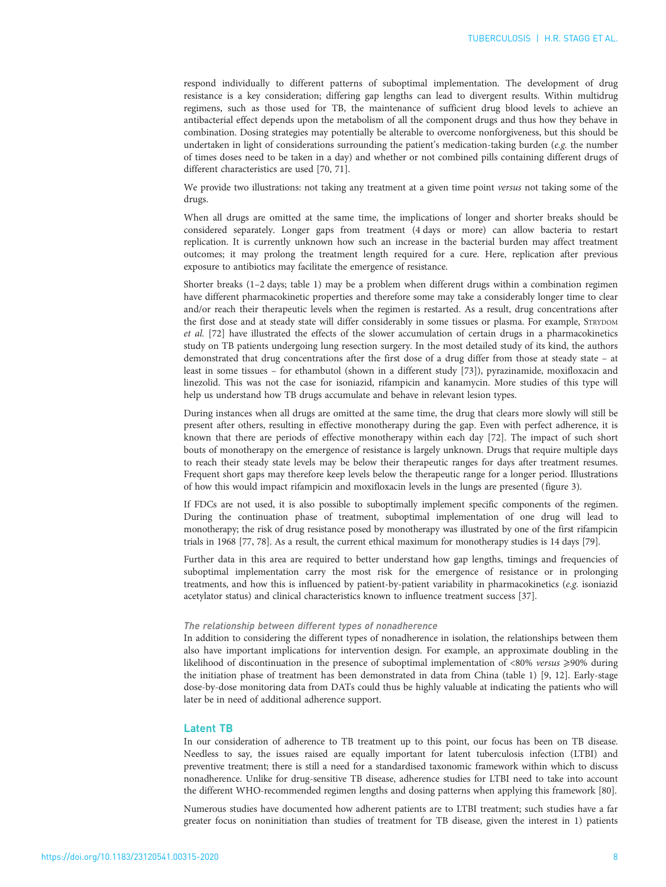respond individually to different patterns of suboptimal implementation. The development of drug resistance is a key consideration; differing gap lengths can lead to divergent results. Within multidrug regimens, such as those used for TB, the maintenance of sufficient drug blood levels to achieve an antibacterial effect depends upon the metabolism of all the component drugs and thus how they behave in combination. Dosing strategies may potentially be alterable to overcome nonforgiveness, but this should be undertaken in light of considerations surrounding the patient's medication-taking burden (*e.g.* the number of times doses need to be taken in a day) and whether or not combined pills containing different drugs of different characteristics are used [70, 71].

We provide two illustrations: not taking any treatment at a given time point *versus* not taking some of the drugs.

When all drugs are omitted at the same time, the implications of longer and shorter breaks should be considered separately. Longer gaps from treatment (4 days or more) can allow bacteria to restart replication. It is currently unknown how such an increase in the bacterial burden may affect treatment outcomes; it may prolong the treatment length required for a cure. Here, replication after previous exposure to antibiotics may facilitate the emergence of resistance.

Shorter breaks (1–2 days; table 1) may be a problem when different drugs within a combination regimen have different pharmacokinetic properties and therefore some may take a considerably longer time to clear and/or reach their therapeutic levels when the regimen is restarted. As a result, drug concentrations after the first dose and at steady state will differ considerably in some tissues or plasma. For example, Strydom *et al.* [72] have illustrated the effects of the slower accumulation of certain drugs in a pharmacokinetics study on TB patients undergoing lung resection surgery. In the most detailed study of its kind, the authors demonstrated that drug concentrations after the first dose of a drug differ from those at steady state – at least in some tissues – for ethambutol (shown in a different study [73]), pyrazinamide, moxifloxacin and linezolid. This was not the case for isoniazid, rifampicin and kanamycin. More studies of this type will help us understand how TB drugs accumulate and behave in relevant lesion types.

During instances when all drugs are omitted at the same time, the drug that clears more slowly will still be present after others, resulting in effective monotherapy during the gap. Even with perfect adherence, it is known that there are periods of effective monotherapy within each day [72]. The impact of such short bouts of monotherapy on the emergence of resistance is largely unknown. Drugs that require multiple days to reach their steady state levels may be below their therapeutic ranges for days after treatment resumes. Frequent short gaps may therefore keep levels below the therapeutic range for a longer period. Illustrations of how this would impact rifampicin and moxifloxacin levels in the lungs are presented (figure 3).

If FDCs are not used, it is also possible to suboptimally implement specific components of the regimen. During the continuation phase of treatment, suboptimal implementation of one drug will lead to monotherapy; the risk of drug resistance posed by monotherapy was illustrated by one of the first rifampicin trials in 1968 [77, 78]. As a result, the current ethical maximum for monotherapy studies is 14 days [79].

Further data in this area are required to better understand how gap lengths, timings and frequencies of suboptimal implementation carry the most risk for the emergence of resistance or in prolonging treatments, and how this is influenced by patient-by-patient variability in pharmacokinetics (*e.g.* isoniazid acetylator status) and clinical characteristics known to influence treatment success [37].

#### *The relationship between different types of nonadherence*

In addition to considering the different types of nonadherence in isolation, the relationships between them also have important implications for intervention design. For example, an approximate doubling in the likelihood of discontinuation in the presence of suboptimal implementation of <80% *versus* ⩾90% during the initiation phase of treatment has been demonstrated in data from China (table 1) [9, 12]. Early-stage dose-by-dose monitoring data from DATs could thus be highly valuable at indicating the patients who will later be in need of additional adherence support.

### Latent TB

In our consideration of adherence to TB treatment up to this point, our focus has been on TB disease. Needless to say, the issues raised are equally important for latent tuberculosis infection (LTBI) and preventive treatment; there is still a need for a standardised taxonomic framework within which to discuss nonadherence. Unlike for drug-sensitive TB disease, adherence studies for LTBI need to take into account the different WHO-recommended regimen lengths and dosing patterns when applying this framework [80].

Numerous studies have documented how adherent patients are to LTBI treatment; such studies have a far greater focus on noninitiation than studies of treatment for TB disease, given the interest in 1) patients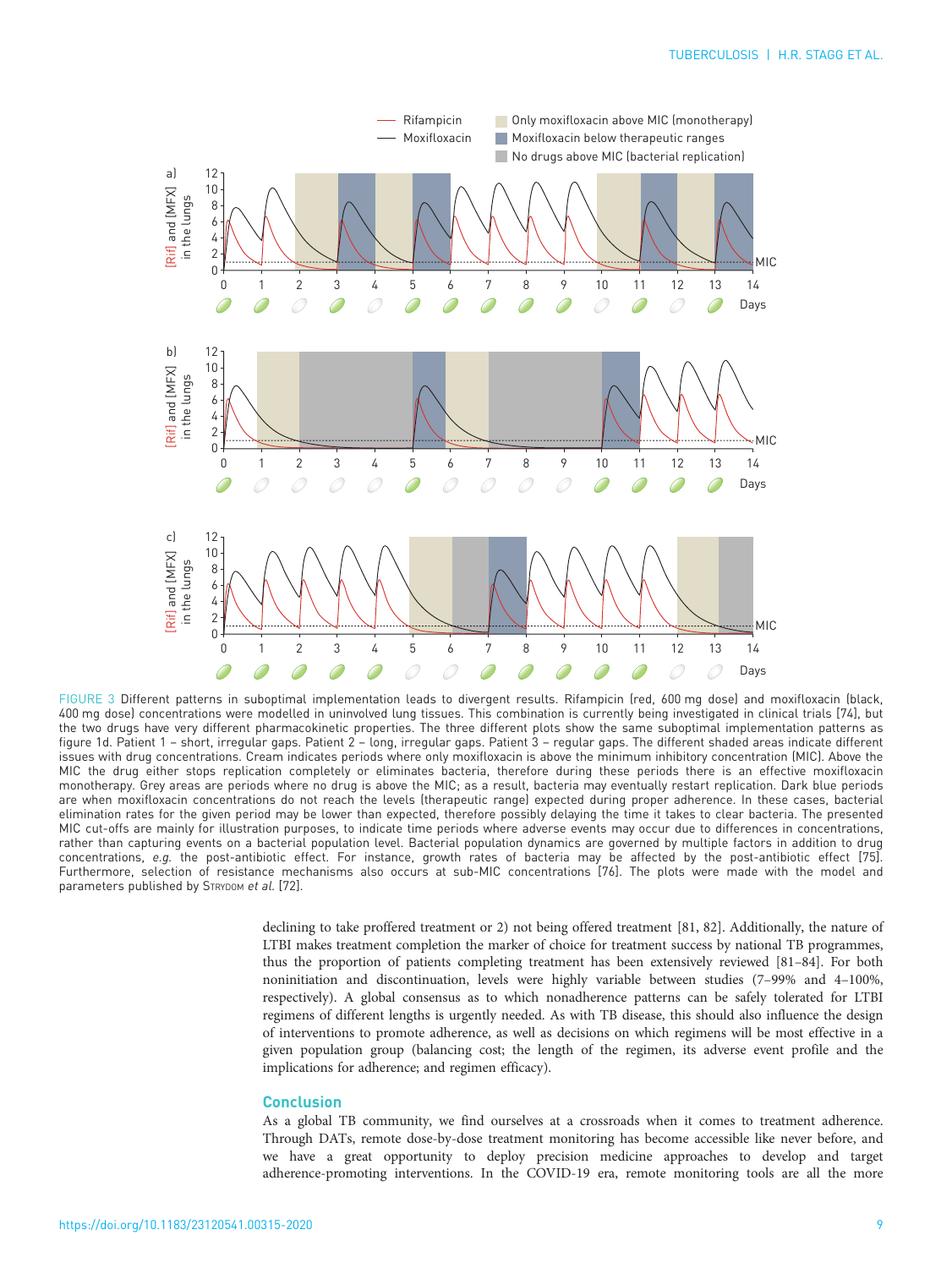FIGURE 3 Different patterns in suboptimal implementation leads to divergent results. Rifampicin (red, 600 mg dose) and moxifloxacin (black, 400 mg dose) concentrations were modelled in uninvolved lung tissues. This combination is currently being investigated in clinical trials [74], but the two drugs have very different pharmacokinetic properties. The three different plots show the same suboptimal implementation patterns as figure 1d. Patient 1 – short, irregular gaps. Patient 2 – long, irregular gaps. Patient 3 – regular gaps. The different shaded areas indicate different issues with drug concentrations. Cream indicates periods where only moxifloxacin is above the minimum inhibitory concentration (MIC). Above the MIC the drug either stops replication completely or eliminates bacteria, therefore during these periods there is an effective moxifloxacin monotherapy. Grey areas are periods where no drug is above the MIC; as a result, bacteria may eventually restart replication. Dark blue periods are when moxifloxacin concentrations do not reach the levels (therapeutic range) expected during proper adherence. In these cases, bacterial elimination rates for the given period may be lower than expected, therefore possibly delaying the time it takes to clear bacteria. The presented MIC cut-offs are mainly for illustration purposes, to indicate time periods where adverse events may occur due to differences in concentrations, rather than capturing events on a bacterial population level. Bacterial population dynamics are governed by multiple factors in addition to drug concentrations, *e.g.* the post-antibiotic effect. For instance, growth rates of bacteria may be affected by the post-antibiotic effect [75]. Furthermore, selection of resistance mechanisms also occurs at sub-MIC concentrations [76]. The plots were made with the model and parameters published by STRYDOM *et al.* [72].

declining to take proffered treatment or 2) not being offered treatment [81, 82]. Additionally, the nature of LTBI makes treatment completion the marker of choice for treatment success by national TB programmes, thus the proportion of patients completing treatment has been extensively reviewed [81–84]. For both noninitiation and discontinuation, levels were highly variable between studies (7–99% and 4–100%, respectively). A global consensus as to which nonadherence patterns can be safely tolerated for LTBI regimens of different lengths is urgently needed. As with TB disease, this should also influence the design of interventions to promote adherence, as well as decisions on which regimens will be most effective in a given population group (balancing cost; the length of the regimen, its adverse event profile and the implications for adherence; and regimen efficacy).

## Conclusion

As a global TB community, we find ourselves at a crossroads when it comes to treatment adherence. Through DATs, remote dose-by-dose treatment monitoring has become accessible like never before, and we have a great opportunity to deploy precision medicine approaches to develop and target adherence-promoting interventions. In the COVID-19 era, remote monitoring tools are all the more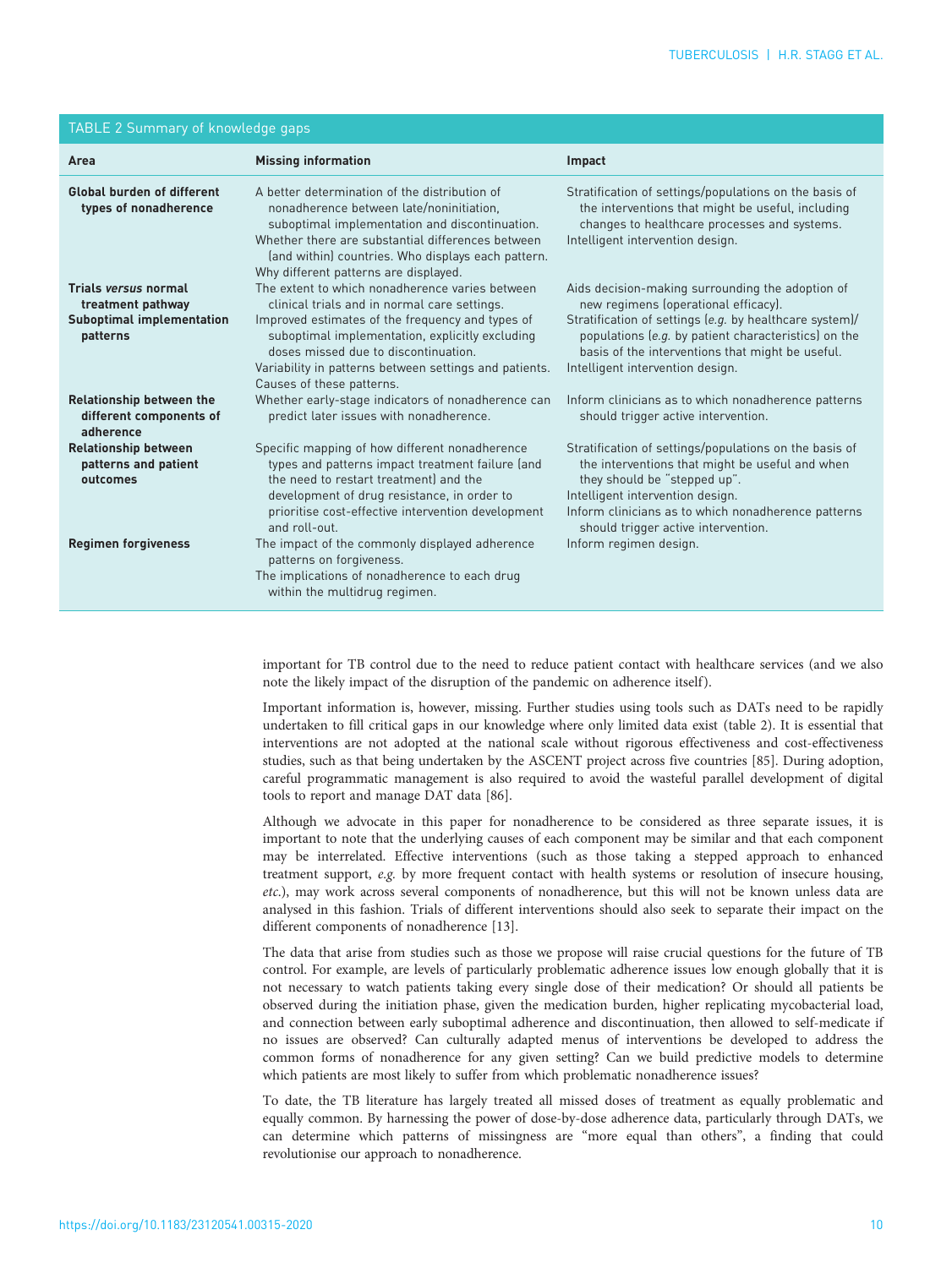TABLE 2 Summary of knowledge gaps

| Area | Missing information | Impact |
|---|---|---|
| **Global burden of different types of nonadherence** | A better determination of the distribution of nonadherence between late/noninitiation, suboptimal implementation and discontinuation. Whether there are substantial differences between (and within) countries. Who displays each pattern. Why different patterns are displayed. | Stratification of settings/populations on the basis of the interventions that might be useful, including changes to healthcare processes and systems. Intelligent intervention design. |
| **Trials *versus* normal treatment pathway** | The extent to which nonadherence varies between clinical trials and in normal care settings. | Aids decision-making surrounding the adoption of new regimens (operational efficacy). |
| **Suboptimal implementation patterns** | Improved estimates of the frequency and types of suboptimal implementation, explicitly excluding doses missed due to discontinuation. Variability in patterns between settings and patients. Causes of these patterns. | Stratification of settings (*e.g.* by healthcare system)/ populations (*e.g.* by patient characteristics) on the basis of the interventions that might be useful. Intelligent intervention design. |
| **Relationship between the different components of adherence** | Whether early-stage indicators of nonadherence can predict later issues with nonadherence. | Inform clinicians as to which nonadherence patterns should trigger active intervention. |
| **Relationship between patterns and patient outcomes** | Specific mapping of how different nonadherence types and patterns impact treatment failure (and the need to restart treatment) and the development of drug resistance, in order to prioritise cost-effective intervention development and roll-out. | Stratification of settings/populations on the basis of the interventions that might be useful and when they should be "stepped up". Intelligent intervention design. Inform clinicians as to which nonadherence patterns should trigger active intervention. |
| **Regimen forgiveness** | The impact of the commonly displayed adherence patterns on forgiveness. The implications of nonadherence to each drug within the multidrug regimen. | Inform regimen design. |

important for TB control due to the need to reduce patient contact with healthcare services (and we also note the likely impact of the disruption of the pandemic on adherence itself).

Important information is, however, missing. Further studies using tools such as DATs need to be rapidly undertaken to fill critical gaps in our knowledge where only limited data exist (table 2). It is essential that interventions are not adopted at the national scale without rigorous effectiveness and cost-effectiveness studies, such as that being undertaken by the ASCENT project across five countries [85]. During adoption, careful programmatic management is also required to avoid the wasteful parallel development of digital tools to report and manage DAT data [86].

Although we advocate in this paper for nonadherence to be considered as three separate issues, it is important to note that the underlying causes of each component may be similar and that each component may be interrelated. Effective interventions (such as those taking a stepped approach to enhanced treatment support, *e.g.* by more frequent contact with health systems or resolution of insecure housing, *etc.*), may work across several components of nonadherence, but this will not be known unless data are analysed in this fashion. Trials of different interventions should also seek to separate their impact on the different components of nonadherence [13].

The data that arise from studies such as those we propose will raise crucial questions for the future of TB control. For example, are levels of particularly problematic adherence issues low enough globally that it is not necessary to watch patients taking every single dose of their medication? Or should all patients be observed during the initiation phase, given the medication burden, higher replicating mycobacterial load, and connection between early suboptimal adherence and discontinuation, then allowed to self-medicate if no issues are observed? Can culturally adapted menus of interventions be developed to address the common forms of nonadherence for any given setting? Can we build predictive models to determine which patients are most likely to suffer from which problematic nonadherence issues?

To date, the TB literature has largely treated all missed doses of treatment as equally problematic and equally common. By harnessing the power of dose-by-dose adherence data, particularly through DATs, we can determine which patterns of missingness are "more equal than others", a finding that could revolutionise our approach to nonadherence.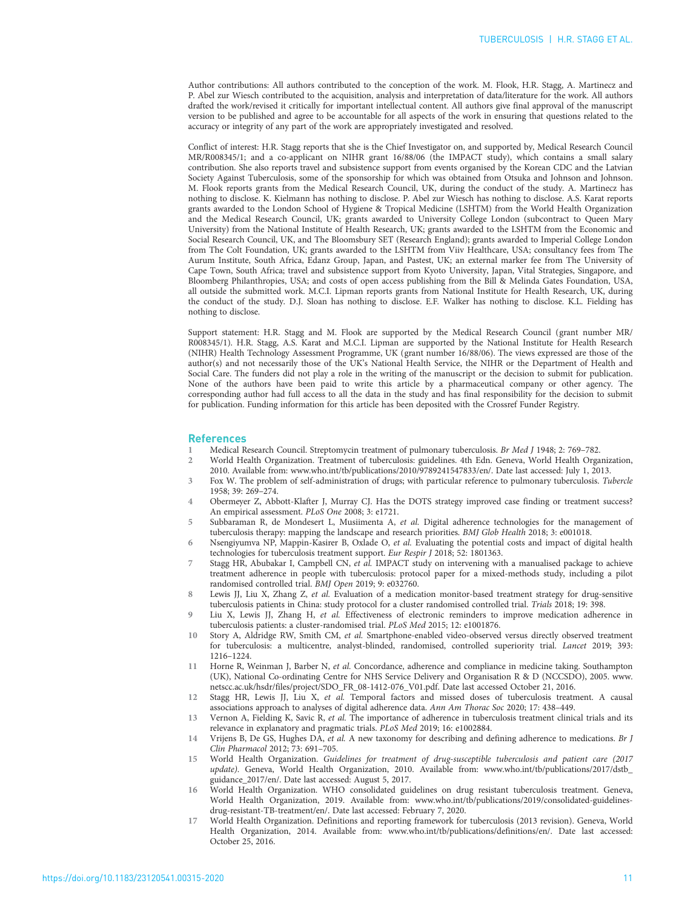Author contributions: All authors contributed to the conception of the work. M. Flook, H.R. Stagg, A. Martinecz and P. Abel zur Wiesch contributed to the acquisition, analysis and interpretation of data/literature for the work. All authors drafted the work/revised it critically for important intellectual content. All authors give final approval of the manuscript version to be published and agree to be accountable for all aspects of the work in ensuring that questions related to the accuracy or integrity of any part of the work are appropriately investigated and resolved.

Conflict of interest: H.R. Stagg reports that she is the Chief Investigator on, and supported by, Medical Research Council MR/R008345/1; and a co-applicant on NIHR grant 16/88/06 (the IMPACT study), which contains a small salary contribution. She also reports travel and subsistence support from events organised by the Korean CDC and the Latvian Society Against Tuberculosis, some of the sponsorship for which was obtained from Otsuka and Johnson and Johnson. M. Flook reports grants from the Medical Research Council, UK, during the conduct of the study. A. Martinecz has nothing to disclose. K. Kielmann has nothing to disclose. P. Abel zur Wiesch has nothing to disclose. A.S. Karat reports grants awarded to the London School of Hygiene & Tropical Medicine (LSHTM) from the World Health Organization and the Medical Research Council, UK; grants awarded to University College London (subcontract to Queen Mary University) from the National Institute of Health Research, UK; grants awarded to the LSHTM from the Economic and Social Research Council, UK, and The Bloomsbury SET (Research England); grants awarded to Imperial College London from The Colt Foundation, UK; grants awarded to the LSHTM from Viiv Healthcare, USA; consultancy fees from The Aurum Institute, South Africa, Edanz Group, Japan, and Pastest, UK; an external marker fee from The University of Cape Town, South Africa; travel and subsistence support from Kyoto University, Japan, Vital Strategies, Singapore, and Bloomberg Philanthropies, USA; and costs of open access publishing from the Bill & Melinda Gates Foundation, USA, all outside the submitted work. M.C.I. Lipman reports grants from National Institute for Health Research, UK, during the conduct of the study. D.J. Sloan has nothing to disclose. E.F. Walker has nothing to disclose. K.L. Fielding has nothing to disclose.

Support statement: H.R. Stagg and M. Flook are supported by the Medical Research Council (grant number MR/R008345/1). H.R. Stagg, A.S. Karat and M.C.I. Lipman are supported by the National Institute for Health Research (NIHR) Health Technology Assessment Programme, UK (grant number 16/88/06). The views expressed are those of the author(s) and not necessarily those of the UK's National Health Service, the NIHR or the Department of Health and Social Care. The funders did not play a role in the writing of the manuscript or the decision to submit for publication. None of the authors have been paid to write this article by a pharmaceutical company or other agency. The corresponding author had full access to all the data in the study and has final responsibility for the decision to submit for publication. Funding information for this article has been deposited with the Crossref Funder Registry.

## References

1. Medical Research Council. Streptomycin treatment of pulmonary tuberculosis. *Br Med J* 1948; 2: 769–782.
2. World Health Organization. Treatment of tuberculosis: guidelines. 4th Edn. Geneva, World Health Organization, 2010. Available from: www.who.int/tb/publications/2010/9789241547833/en/. Date last accessed: July 1, 2013.
3. Fox W. The problem of self-administration of drugs; with particular reference to pulmonary tuberculosis. *Tubercle* 1958; 39: 269–274.
4. Obermeyer Z, Abbott-Klafter J, Murray CJ. Has the DOTS strategy improved case finding or treatment success? An empirical assessment. *PLoS One* 2008; 3: e1721.
5. Subbaraman R, de Mondesert L, Musiimenta A, *et al.* Digital adherence technologies for the management of tuberculosis therapy: mapping the landscape and research priorities. *BMJ Glob Health* 2018; 3: e001018.
6. Nsengiyumva NP, Mappin-Kasirer B, Oxlade O, *et al.* Evaluating the potential costs and impact of digital health technologies for tuberculosis treatment support. *Eur Respir J* 2018; 52: 1801363.
7. Stagg HR, Abubakar I, Campbell CN, *et al.* IMPACT study on intervening with a manualised package to achieve treatment adherence in people with tuberculosis: protocol paper for a mixed-methods study, including a pilot randomised controlled trial. *BMJ Open* 2019; 9: e032760.
8. Lewis JJ, Liu X, Zhang Z, *et al.* Evaluation of a medication monitor-based treatment strategy for drug-sensitive tuberculosis patients in China: study protocol for a cluster randomised controlled trial. *Trials* 2018; 19: 398.
9. Liu X, Lewis JJ, Zhang H, *et al.* Effectiveness of electronic reminders to improve medication adherence in tuberculosis patients: a cluster-randomised trial. *PLoS Med* 2015; 12: e1001876.
10. Story A, Aldridge RW, Smith CM, *et al.* Smartphone-enabled video-observed versus directly observed treatment for tuberculosis: a multicentre, analyst-blinded, randomised, controlled superiority trial. *Lancet* 2019; 393: 1216–1224.
11. Horne R, Weinman J, Barber N, *et al.* Concordance, adherence and compliance in medicine taking. Southampton (UK), National Co-ordinating Centre for NHS Service Delivery and Organisation R & D (NCCSDO), 2005. www.netscc.ac.uk/hsdr/files/project/SDO_FR_08-1412-076_V01.pdf. Date last accessed October 21, 2016.
12. Stagg HR, Lewis JJ, Liu X, *et al.* Temporal factors and missed doses of tuberculosis treatment. A causal associations approach to analyses of digital adherence data. *Ann Am Thorac Soc* 2020; 17: 438–449.
13. Vernon A, Fielding K, Savic R, *et al.* The importance of adherence in tuberculosis treatment clinical trials and its relevance in explanatory and pragmatic trials. *PLoS Med* 2019; 16: e1002884.
14. Vrijens B, De GS, Hughes DA, *et al.* A new taxonomy for describing and defining adherence to medications. *Br J Clin Pharmacol* 2012; 73: 691–705.
15. World Health Organization. *Guidelines for treatment of drug-susceptible tuberculosis and patient care (2017 update)*. Geneva, World Health Organization, 2010. Available from: www.who.int/tb/publications/2017/dstb_guidance_2017/en/. Date last accessed: August 5, 2017.
16. World Health Organization. WHO consolidated guidelines on drug resistant tuberculosis treatment. Geneva, World Health Organization, 2019. Available from: www.who.int/tb/publications/2019/consolidated-guidelines-drug-resistant-TB-treatment/en/. Date last accessed: February 7, 2020.
17. World Health Organization. Definitions and reporting framework for tuberculosis (2013 revision). Geneva, World Health Organization, 2014. Available from: www.who.int/tb/publications/definitions/en/. Date last accessed: October 25, 2016.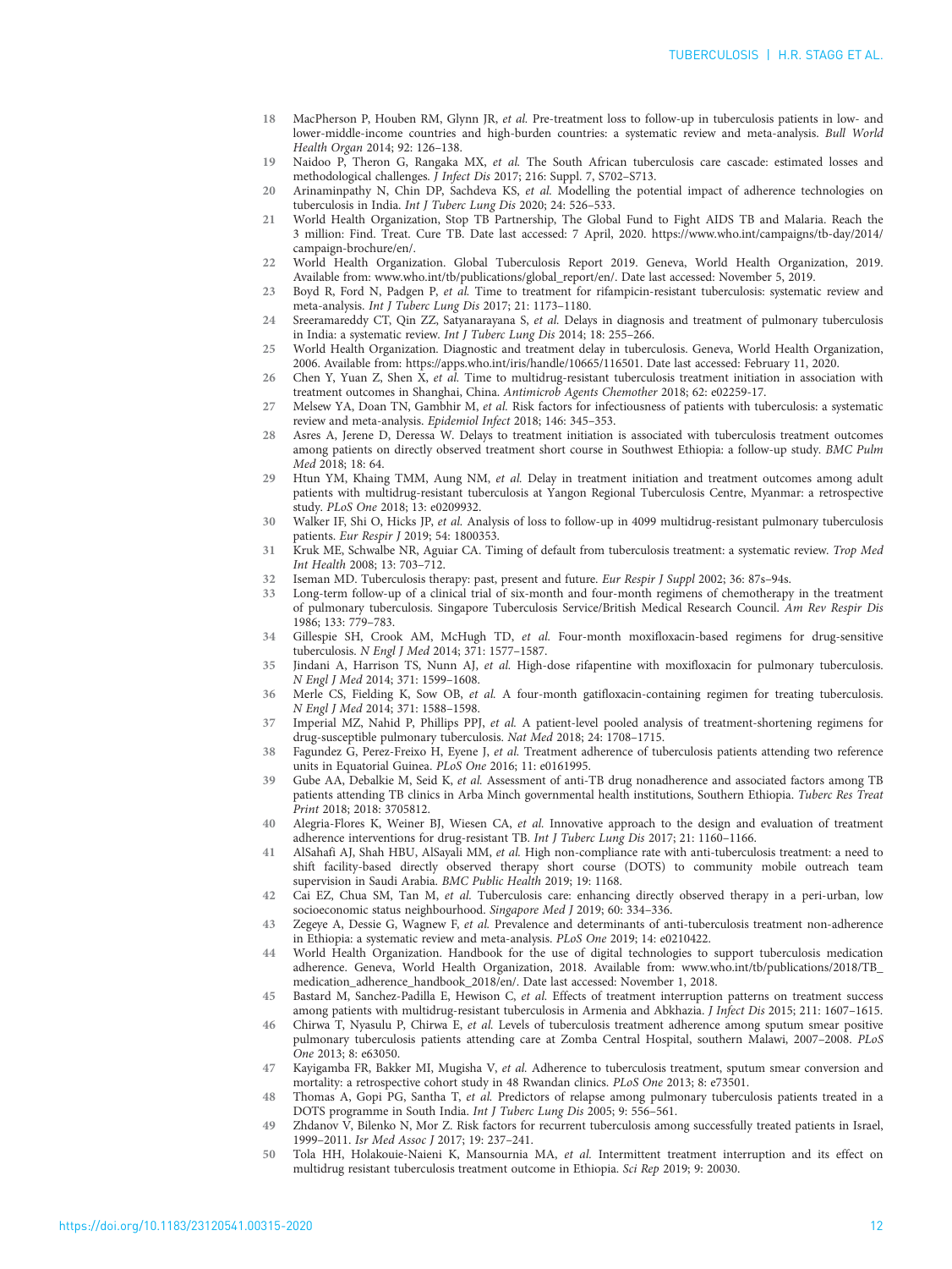18 MacPherson P, Houben RM, Glynn JR, *et al.* Pre-treatment loss to follow-up in tuberculosis patients in low- and lower-middle-income countries and high-burden countries: a systematic review and meta-analysis. *Bull World Health Organ* 2014; 92: 126–138.

19 Naidoo P, Theron G, Rangaka MX, *et al.* The South African tuberculosis care cascade: estimated losses and methodological challenges. *J Infect Dis* 2017; 216: Suppl. 7, S702–S713.

20 Arinaminpathy N, Chin DP, Sachdeva KS, *et al.* Modelling the potential impact of adherence technologies on tuberculosis in India. *Int J Tuberc Lung Dis* 2020; 24: 526–533.

21 World Health Organization, Stop TB Partnership, The Global Fund to Fight AIDS TB and Malaria. Reach the 3 million: Find. Treat. Cure TB. Date last accessed: 7 April, 2020. https://www.who.int/campaigns/tb-day/2014/campaign-brochure/en/.

22 World Health Organization. Global Tuberculosis Report 2019. Geneva, World Health Organization, 2019. Available from: www.who.int/tb/publications/global_report/en/. Date last accessed: November 5, 2019.

23 Boyd R, Ford N, Padgen P, *et al.* Time to treatment for rifampicin-resistant tuberculosis: systematic review and meta-analysis. *Int J Tuberc Lung Dis* 2017; 21: 1173–1180.

24 Sreeramareddy CT, Qin ZZ, Satyanarayana S, *et al.* Delays in diagnosis and treatment of pulmonary tuberculosis in India: a systematic review. *Int J Tuberc Lung Dis* 2014; 18: 255–266.

25 World Health Organization. Diagnostic and treatment delay in tuberculosis. Geneva, World Health Organization, 2006. Available from: https://apps.who.int/iris/handle/10665/116501. Date last accessed: February 11, 2020.

26 Chen Y, Yuan Z, Shen X, *et al.* Time to multidrug-resistant tuberculosis treatment initiation in association with treatment outcomes in Shanghai, China. *Antimicrob Agents Chemother* 2018; 62: e02259-17.

27 Melsew YA, Doan TN, Gambhir M, *et al.* Risk factors for infectiousness of patients with tuberculosis: a systematic review and meta-analysis. *Epidemiol Infect* 2018; 146: 345–353.

28 Asres A, Jerene D, Deressa W. Delays to treatment initiation is associated with tuberculosis treatment outcomes among patients on directly observed treatment short course in Southwest Ethiopia: a follow-up study. *BMC Pulm Med* 2018; 18: 64.

29 Htun YM, Khaing TMM, Aung NM, *et al.* Delay in treatment initiation and treatment outcomes among adult patients with multidrug-resistant tuberculosis at Yangon Regional Tuberculosis Centre, Myanmar: a retrospective study. *PLoS One* 2018; 13: e0209932.

30 Walker IF, Shi O, Hicks JP, *et al.* Analysis of loss to follow-up in 4099 multidrug-resistant pulmonary tuberculosis patients. *Eur Respir J* 2019; 54: 1800353.

31 Kruk ME, Schwalbe NR, Aguiar CA. Timing of default from tuberculosis treatment: a systematic review. *Trop Med Int Health* 2008; 13: 703–712.

32 Iseman MD. Tuberculosis therapy: past, present and future. *Eur Respir J Suppl* 2002; 36: 87s–94s.

33 Long-term follow-up of a clinical trial of six-month and four-month regimens of chemotherapy in the treatment of pulmonary tuberculosis. Singapore Tuberculosis Service/British Medical Research Council. *Am Rev Respir Dis* 1986; 133: 779–783.

34 Gillespie SH, Crook AM, McHugh TD, *et al.* Four-month moxifloxacin-based regimens for drug-sensitive tuberculosis. *N Engl J Med* 2014; 371: 1577–1587.

35 Jindani A, Harrison TS, Nunn AJ, *et al.* High-dose rifapentine with moxifloxacin for pulmonary tuberculosis. *N Engl J Med* 2014; 371: 1599–1608.

36 Merle CS, Fielding K, Sow OB, *et al.* A four-month gatifloxacin-containing regimen for treating tuberculosis. *N Engl J Med* 2014; 371: 1588–1598.

37 Imperial MZ, Nahid P, Phillips PPJ, *et al.* A patient-level pooled analysis of treatment-shortening regimens for drug-susceptible pulmonary tuberculosis. *Nat Med* 2018; 24: 1708–1715.

38 Fagundez G, Perez-Freixo H, Eyene J, *et al.* Treatment adherence of tuberculosis patients attending two reference units in Equatorial Guinea. *PLoS One* 2016; 11: e0161995.

39 Gube AA, Debalkie M, Seid K, *et al.* Assessment of anti-TB drug nonadherence and associated factors among TB patients attending TB clinics in Arba Minch governmental health institutions, Southern Ethiopia. *Tuberc Res Treat Print* 2018; 2018: 3705812.

40 Alegria-Flores K, Weiner BJ, Wiesen CA, *et al.* Innovative approach to the design and evaluation of treatment adherence interventions for drug-resistant TB. *Int J Tuberc Lung Dis* 2017; 21: 1160–1166.

41 AlSahafi AJ, Shah HBU, AlSayali MM, *et al.* High non-compliance rate with anti-tuberculosis treatment: a need to shift facility-based directly observed therapy short course (DOTS) to community mobile outreach team supervision in Saudi Arabia. *BMC Public Health* 2019; 19: 1168.

42 Cai EZ, Chua SM, Tan M, *et al.* Tuberculosis care: enhancing directly observed therapy in a peri-urban, low socioeconomic status neighbourhood. *Singapore Med J* 2019; 60: 334–336.

43 Zegeye A, Dessie G, Wagnew F, *et al.* Prevalence and determinants of anti-tuberculosis treatment non-adherence in Ethiopia: a systematic review and meta-analysis. *PLoS One* 2019; 14: e0210422.

44 World Health Organization. Handbook for the use of digital technologies to support tuberculosis medication adherence. Geneva, World Health Organization, 2018. Available from: www.who.int/tb/publications/2018/TB_medication_adherence_handbook_2018/en/. Date last accessed: November 1, 2018.

45 Bastard M, Sanchez-Padilla E, Hewison C, *et al.* Effects of treatment interruption patterns on treatment success among patients with multidrug-resistant tuberculosis in Armenia and Abkhazia. *J Infect Dis* 2015; 211: 1607–1615.

46 Chirwa T, Nyasulu P, Chirwa E, *et al.* Levels of tuberculosis treatment adherence among sputum smear positive pulmonary tuberculosis patients attending care at Zomba Central Hospital, southern Malawi, 2007–2008. *PLoS One* 2013; 8: e63050.

47 Kayigamba FR, Bakker MI, Mugisha V, *et al.* Adherence to tuberculosis treatment, sputum smear conversion and mortality: a retrospective cohort study in 48 Rwandan clinics. *PLoS One* 2013; 8: e73501.

48 Thomas A, Gopi PG, Santha T, *et al.* Predictors of relapse among pulmonary tuberculosis patients treated in a DOTS programme in South India. *Int J Tuberc Lung Dis* 2005; 9: 556–561.

49 Zhdanov V, Bilenko N, Mor Z. Risk factors for recurrent tuberculosis among successfully treated patients in Israel, 1999–2011. *Isr Med Assoc J* 2017; 19: 237–241.

50 Tola HH, Holakouie-Naieni K, Mansournia MA, *et al.* Intermittent treatment interruption and its effect on multidrug resistant tuberculosis treatment outcome in Ethiopia. *Sci Rep* 2019; 9: 20030.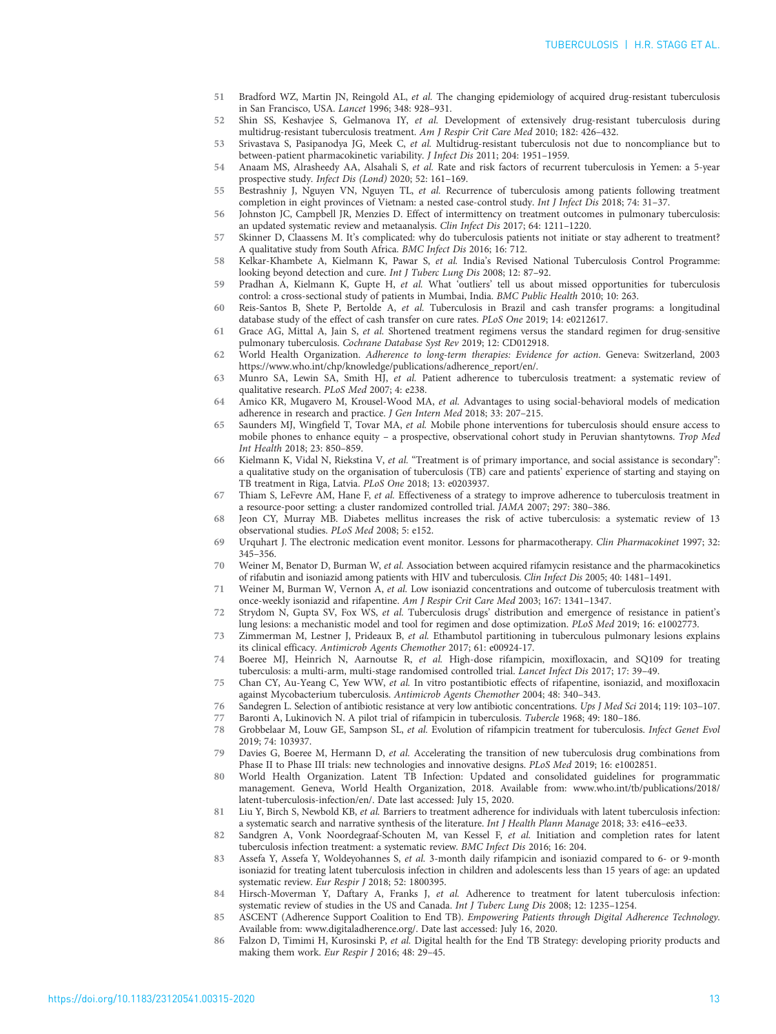51 Bradford WZ, Martin JN, Reingold AL, *et al.* The changing epidemiology of acquired drug-resistant tuberculosis in San Francisco, USA. *Lancet* 1996; 348: 928–931.

52 Shin SS, Keshavjee S, Gelmanova IY, *et al.* Development of extensively drug-resistant tuberculosis during multidrug-resistant tuberculosis treatment. *Am J Respir Crit Care Med* 2010; 182: 426–432.

53 Srivastava S, Pasipanodya JG, Meek C, *et al.* Multidrug-resistant tuberculosis not due to noncompliance but to between-patient pharmacokinetic variability. *J Infect Dis* 2011; 204: 1951–1959.

54 Anaam MS, Alrasheedy AA, Alsahali S, *et al.* Rate and risk factors of recurrent tuberculosis in Yemen: a 5-year prospective study. *Infect Dis (Lond)* 2020; 52: 161–169.

55 Bestrashniy J, Nguyen VN, Nguyen TL, *et al.* Recurrence of tuberculosis among patients following treatment completion in eight provinces of Vietnam: a nested case-control study. *Int J Infect Dis* 2018; 74: 31–37.

56 Johnston JC, Campbell JR, Menzies D. Effect of intermittency on treatment outcomes in pulmonary tuberculosis: an updated systematic review and metaanalysis. *Clin Infect Dis* 2017; 64: 1211–1220.

57 Skinner D, Claassens M. It's complicated: why do tuberculosis patients not initiate or stay adherent to treatment? A qualitative study from South Africa. *BMC Infect Dis* 2016; 16: 712.

58 Kelkar-Khambete A, Kielmann K, Pawar S, *et al.* India's Revised National Tuberculosis Control Programme: looking beyond detection and cure. *Int J Tuberc Lung Dis* 2008; 12: 87–92.

59 Pradhan A, Kielmann K, Gupte H, *et al.* What 'outliers' tell us about missed opportunities for tuberculosis control: a cross-sectional study of patients in Mumbai, India. *BMC Public Health* 2010; 10: 263.

60 Reis-Santos B, Shete P, Bertolde A, *et al.* Tuberculosis in Brazil and cash transfer programs: a longitudinal database study of the effect of cash transfer on cure rates. *PLoS One* 2019; 14: e0212617.

61 Grace AG, Mittal A, Jain S, *et al.* Shortened treatment regimens versus the standard regimen for drug-sensitive pulmonary tuberculosis. *Cochrane Database Syst Rev* 2019; 12: CD012918.

62 World Health Organization. *Adherence to long-term therapies: Evidence for action*. Geneva: Switzerland, 2003 https://www.who.int/chp/knowledge/publications/adherence_report/en/.

63 Munro SA, Lewin SA, Smith HJ, *et al.* Patient adherence to tuberculosis treatment: a systematic review of qualitative research. *PLoS Med* 2007; 4: e238.

64 Amico KR, Mugavero M, Krousel-Wood MA, *et al.* Advantages to using social-behavioral models of medication adherence in research and practice. *J Gen Intern Med* 2018; 33: 207–215.

65 Saunders MJ, Wingfield T, Tovar MA, *et al.* Mobile phone interventions for tuberculosis should ensure access to mobile phones to enhance equity – a prospective, observational cohort study in Peruvian shantytowns. *Trop Med Int Health* 2018; 23: 850–859.

66 Kielmann K, Vidal N, Riekstina V, *et al.* "Treatment is of primary importance, and social assistance is secondary": a qualitative study on the organisation of tuberculosis (TB) care and patients' experience of starting and staying on TB treatment in Riga, Latvia. *PLoS One* 2018; 13: e0203937.

67 Thiam S, LeFevre AM, Hane F, *et al.* Effectiveness of a strategy to improve adherence to tuberculosis treatment in a resource-poor setting: a cluster randomized controlled trial. *JAMA* 2007; 297: 380–386.

68 Jeon CY, Murray MB. Diabetes mellitus increases the risk of active tuberculosis: a systematic review of 13 observational studies. *PLoS Med* 2008; 5: e152.

69 Urquhart J. The electronic medication event monitor. Lessons for pharmacotherapy. *Clin Pharmacokinet* 1997; 32: 345–356.

70 Weiner M, Benator D, Burman W, *et al.* Association between acquired rifamycin resistance and the pharmacokinetics of rifabutin and isoniazid among patients with HIV and tuberculosis. *Clin Infect Dis* 2005; 40: 1481–1491.

71 Weiner M, Burman W, Vernon A, *et al.* Low isoniazid concentrations and outcome of tuberculosis treatment with once-weekly isoniazid and rifapentine. *Am J Respir Crit Care Med* 2003; 167: 1341–1347.

72 Strydom N, Gupta SV, Fox WS, *et al.* Tuberculosis drugs' distribution and emergence of resistance in patient's lung lesions: a mechanistic model and tool for regimen and dose optimization. *PLoS Med* 2019; 16: e1002773.

73 Zimmerman M, Lestner J, Prideaux B, *et al.* Ethambutol partitioning in tuberculous pulmonary lesions explains its clinical efficacy. *Antimicrob Agents Chemother* 2017; 61: e00924-17.

74 Boeree MJ, Heinrich N, Aarnoutse R, *et al.* High-dose rifampicin, moxifloxacin, and SQ109 for treating tuberculosis: a multi-arm, multi-stage randomised controlled trial. *Lancet Infect Dis* 2017; 17: 39–49.

75 Chan CY, Au-Yeang C, Yew WW, *et al.* In vitro postantibiotic effects of rifapentine, isoniazid, and moxifloxacin against Mycobacterium tuberculosis. *Antimicrob Agents Chemother* 2004; 48: 340–343.

76 Sandegren L. Selection of antibiotic resistance at very low antibiotic concentrations. *Ups J Med Sci* 2014; 119: 103–107.

77 Baronti A, Lukinovich N. A pilot trial of rifampicin in tuberculosis. *Tubercle* 1968; 49: 180–186.

78 Grobbelaar M, Louw GE, Sampson SL, *et al.* Evolution of rifampicin treatment for tuberculosis. *Infect Genet Evol* 2019; 74: 103937.

79 Davies G, Boeree M, Hermann D, *et al.* Accelerating the transition of new tuberculosis drug combinations from Phase II to Phase III trials: new technologies and innovative designs. *PLoS Med* 2019; 16: e1002851.

80 World Health Organization. Latent TB Infection: Updated and consolidated guidelines for programmatic management. Geneva, World Health Organization, 2018. Available from: www.who.int/tb/publications/2018/latent-tuberculosis-infection/en/. Date last accessed: July 15, 2020.

81 Liu Y, Birch S, Newbold KB, *et al.* Barriers to treatment adherence for individuals with latent tuberculosis infection: a systematic search and narrative synthesis of the literature. *Int J Health Plann Manage* 2018; 33: e416–ee33.

82 Sandgren A, Vonk Noordegraaf-Schouten M, van Kessel F, *et al.* Initiation and completion rates for latent tuberculosis infection treatment: a systematic review. *BMC Infect Dis* 2016; 16: 204.

83 Assefa Y, Assefa Y, Woldeyohannes S, *et al.* 3-month daily rifampicin and isoniazid compared to 6- or 9-month isoniazid for treating latent tuberculosis infection in children and adolescents less than 15 years of age: an updated systematic review. *Eur Respir J* 2018; 52: 1800395.

84 Hirsch-Moverman Y, Daftary A, Franks J, *et al.* Adherence to treatment for latent tuberculosis infection: systematic review of studies in the US and Canada. *Int J Tuberc Lung Dis* 2008; 12: 1235–1254.

85 ASCENT (Adherence Support Coalition to End TB). *Empowering Patients through Digital Adherence Technology*. Available from: www.digitaladherence.org/. Date last accessed: July 16, 2020.

86 Falzon D, Timimi H, Kurosinski P, *et al.* Digital health for the End TB Strategy: developing priority products and making them work. *Eur Respir J* 2016; 48: 29–45.